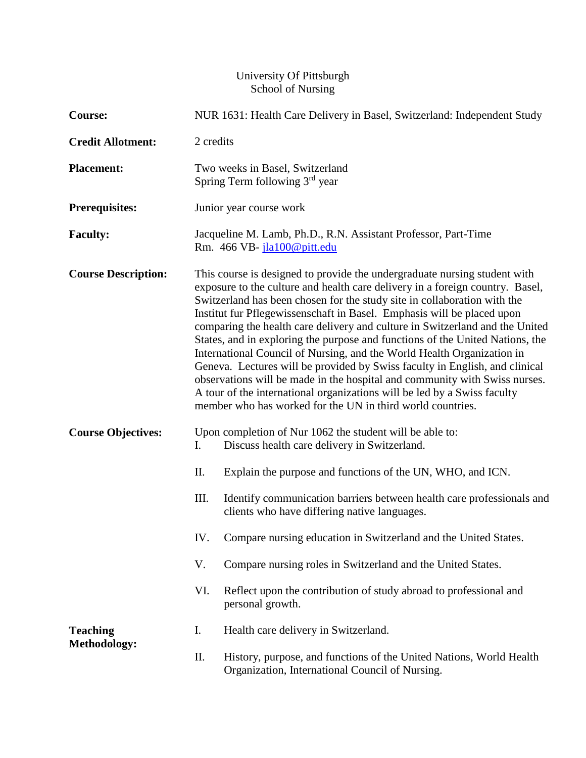University Of Pittsburgh
School of Nursing

**Course:** NUR 1631: Health Care Delivery in Basel, Switzerland: Independent Study

**Credit Allotment:** 2 credits

**Placement:** Two weeks in Basel, Switzerland
Spring Term following 3rd year

**Prerequisites:** Junior year course work

**Faculty:** Jacqueline M. Lamb, Ph.D., R.N. Assistant Professor, Part-Time
Rm. 466 VB- jla100@pitt.edu

**Course Description:** This course is designed to provide the undergraduate nursing student with exposure to the culture and health care delivery in a foreign country. Basel, Switzerland has been chosen for the study site in collaboration with the Institut fur Pflegewissenschaft in Basel. Emphasis will be placed upon comparing the health care delivery and culture in Switzerland and the United States, and in exploring the purpose and functions of the United Nations, the International Council of Nursing, and the World Health Organization in Geneva. Lectures will be provided by Swiss faculty in English, and clinical observations will be made in the hospital and community with Swiss nurses. A tour of the international organizations will be led by a Swiss faculty member who has worked for the UN in third world countries.

**Course Objectives:** Upon completion of Nur 1062 the student will be able to:

I. Discuss health care delivery in Switzerland.

II. Explain the purpose and functions of the UN, WHO, and ICN.

III. Identify communication barriers between health care professionals and clients who have differing native languages.

IV. Compare nursing education in Switzerland and the United States.

V. Compare nursing roles in Switzerland and the United States.

VI. Reflect upon the contribution of study abroad to professional and personal growth.

**Teaching Methodology:**

I. Health care delivery in Switzerland.

II. History, purpose, and functions of the United Nations, World Health Organization, International Council of Nursing.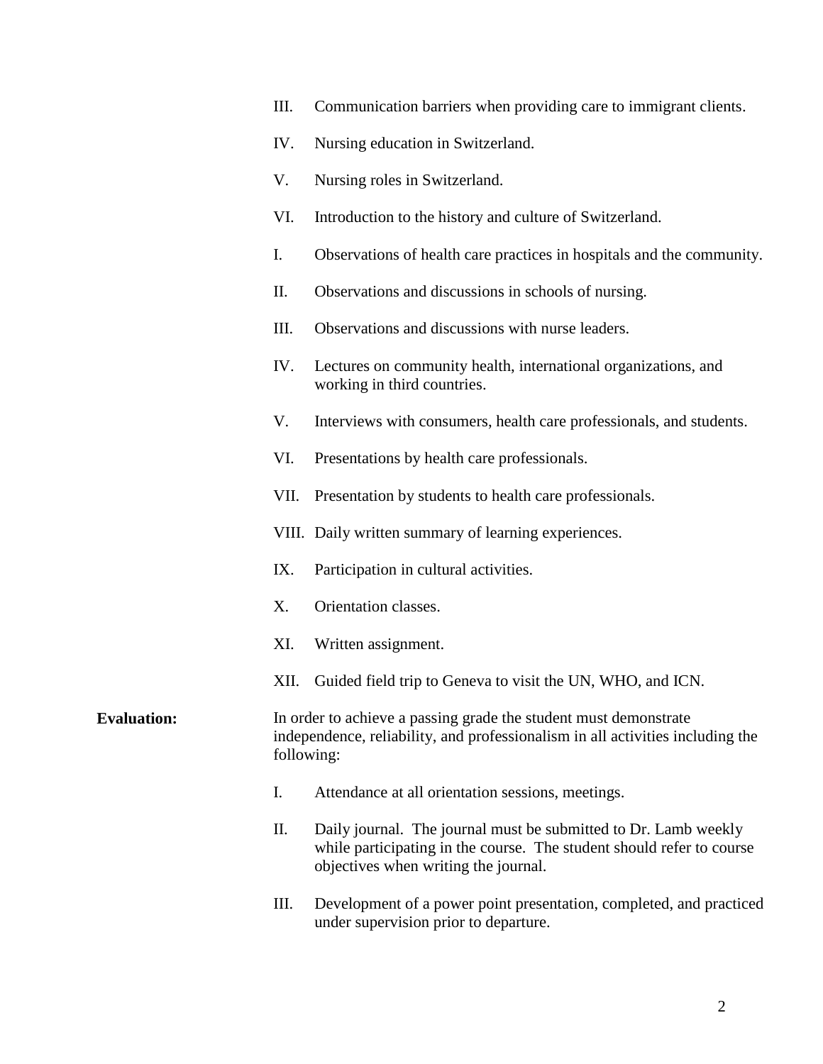III. Communication barriers when providing care to immigrant clients.

IV. Nursing education in Switzerland.

V. Nursing roles in Switzerland.

VI. Introduction to the history and culture of Switzerland.

I. Observations of health care practices in hospitals and the community.

II. Observations and discussions in schools of nursing.

III. Observations and discussions with nurse leaders.

IV. Lectures on community health, international organizations, and working in third countries.

V. Interviews with consumers, health care professionals, and students.

VI. Presentations by health care professionals.

VII. Presentation by students to health care professionals.

VIII. Daily written summary of learning experiences.

IX. Participation in cultural activities.

X. Orientation classes.

XI. Written assignment.

XII. Guided field trip to Geneva to visit the UN, WHO, and ICN.

**Evaluation:** In order to achieve a passing grade the student must demonstrate independence, reliability, and professionalism in all activities including the following:

I. Attendance at all orientation sessions, meetings.

II. Daily journal. The journal must be submitted to Dr. Lamb weekly while participating in the course. The student should refer to course objectives when writing the journal.

III. Development of a power point presentation, completed, and practiced under supervision prior to departure.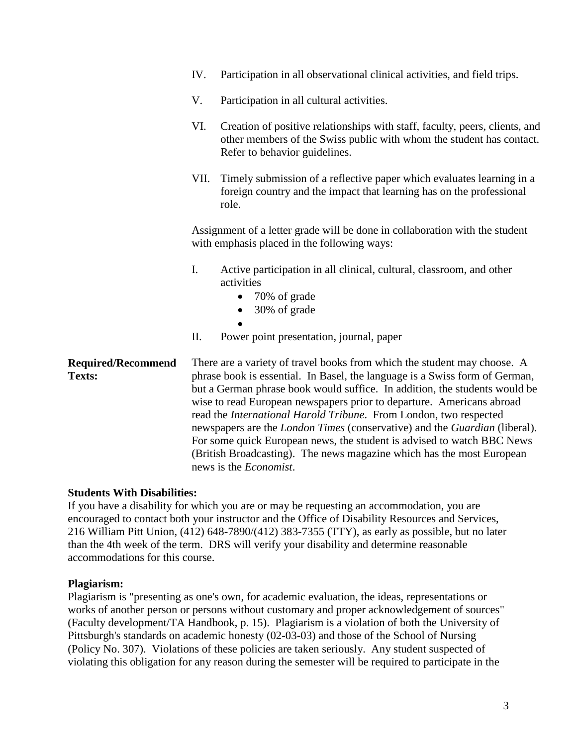IV. Participation in all observational clinical activities, and field trips.

V. Participation in all cultural activities.

VI. Creation of positive relationships with staff, faculty, peers, clients, and other members of the Swiss public with whom the student has contact. Refer to behavior guidelines.

VII. Timely submission of a reflective paper which evaluates learning in a foreign country and the impact that learning has on the professional role.

Assignment of a letter grade will be done in collaboration with the student with emphasis placed in the following ways:

I. Active participation in all clinical, cultural, classroom, and other activities
   - 70% of grade
   - 30% of grade
   - 

II. Power point presentation, journal, paper

**Required/Recommend Texts:** There are a variety of travel books from which the student may choose. A phrase book is essential. In Basel, the language is a Swiss form of German, but a German phrase book would suffice. In addition, the students would be wise to read European newspapers prior to departure. Americans abroad read the *International Harold Tribune*. From London, two respected newspapers are the *London Times* (conservative) and the *Guardian* (liberal). For some quick European news, the student is advised to watch BBC News (British Broadcasting). The news magazine which has the most European news is the *Economist*.

**Students With Disabilities:**

If you have a disability for which you are or may be requesting an accommodation, you are encouraged to contact both your instructor and the Office of Disability Resources and Services, 216 William Pitt Union, (412) 648-7890/(412) 383-7355 (TTY), as early as possible, but no later than the 4th week of the term. DRS will verify your disability and determine reasonable accommodations for this course.

**Plagiarism:**

Plagiarism is "presenting as one's own, for academic evaluation, the ideas, representations or works of another person or persons without customary and proper acknowledgement of sources" (Faculty development/TA Handbook, p. 15). Plagiarism is a violation of both the University of Pittsburgh's standards on academic honesty (02-03-03) and those of the School of Nursing (Policy No. 307). Violations of these policies are taken seriously. Any student suspected of violating this obligation for any reason during the semester will be required to participate in the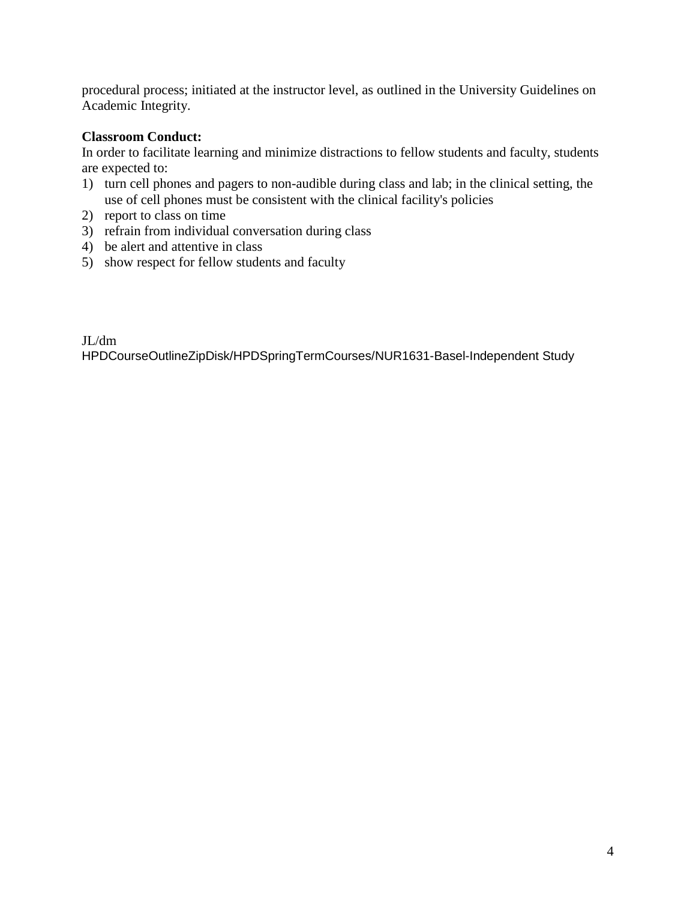procedural process; initiated at the instructor level, as outlined in the University Guidelines on Academic Integrity.

**Classroom Conduct:**
In order to facilitate learning and minimize distractions to fellow students and faculty, students are expected to:

1) turn cell phones and pagers to non-audible during class and lab; in the clinical setting, the use of cell phones must be consistent with the clinical facility's policies
2) report to class on time
3) refrain from individual conversation during class
4) be alert and attentive in class
5) show respect for fellow students and faculty

JL/dm
HPDCourseOutlineZipDisk/HPDSpringTermCourses/NUR1631-Basel-Independent Study